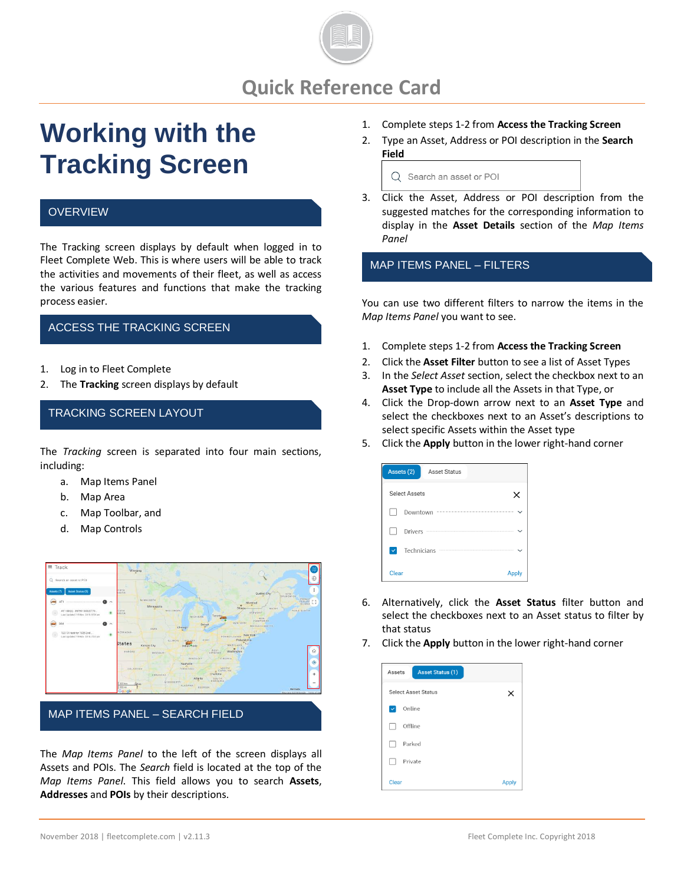# Quick Reference Card

# Working with the Tracking Screen

## OVERVIEW

The Tracking screen displays by default when logged in to Fleet Complete Web. This is where users will be able to track the activities and movements of their fleet, as well as access the various features and functions that make the tracking process easier.

## ACCESS THE TRACKING SCREEN

1. Log in to Fleet Complete
2. The **Tracking** screen displays by default

## TRACKING SCREEN LAYOUT

The *Tracking* screen is separated into four main sections, including:

a. Map Items Panel
b. Map Area
c. Map Toolbar, and
d. Map Controls

## MAP ITEMS PANEL – SEARCH FIELD

The *Map Items Panel* to the left of the screen displays all Assets and POIs. The *Search* field is located at the top of the *Map Items Panel*. This field allows you to search **Assets**, **Addresses** and **POIs** by their descriptions.

1. Complete steps 1-2 from **Access the Tracking Screen**
2. Type an Asset, Address or POI description in the **Search Field**
3. Click the Asset, Address or POI description from the suggested matches for the corresponding information to display in the **Asset Details** section of the *Map Items Panel*

## MAP ITEMS PANEL – FILTERS

You can use two different filters to narrow the items in the *Map Items Panel* you want to see.

1. Complete steps 1-2 from **Access the Tracking Screen**
2. Click the **Asset Filter** button to see a list of Asset Types
3. In the *Select Asset* section, select the checkbox next to an **Asset Type** to include all the Assets in that Type, or
4. Click the Drop-down arrow next to an **Asset Type** and select the checkboxes next to an Asset's descriptions to select specific Assets within the Asset type
5. Click the **Apply** button in the lower right-hand corner
6. Alternatively, click the **Asset Status** filter button and select the checkboxes next to an Asset status to filter by that status
7. Click the **Apply** button in the lower right-hand corner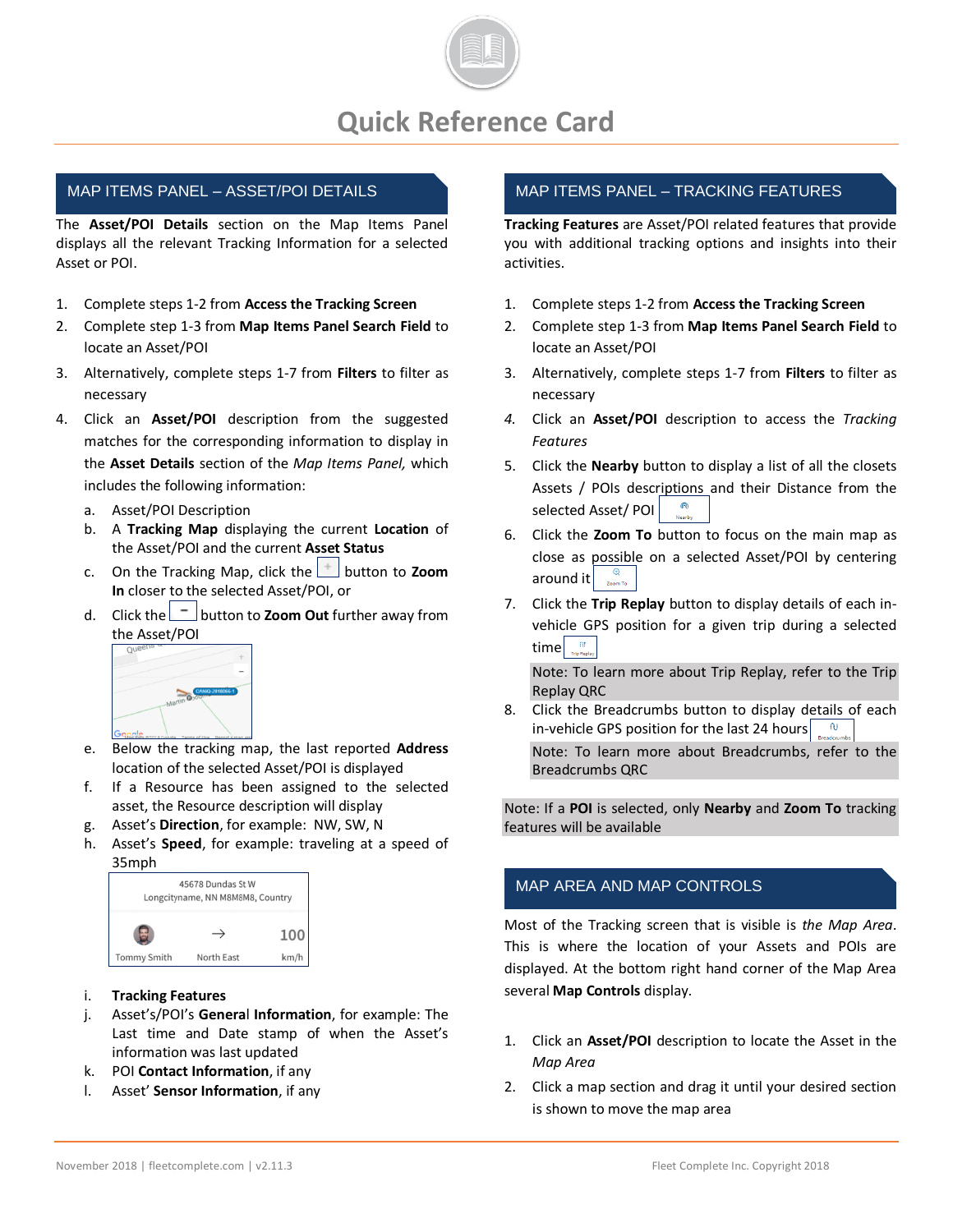# Quick Reference Card

## MAP ITEMS PANEL – ASSET/POI DETAILS

The **Asset/POI Details** section on the Map Items Panel displays all the relevant Tracking Information for a selected Asset or POI.

1. Complete steps 1-2 from **Access the Tracking Screen**
2. Complete step 1-3 from **Map Items Panel Search Field** to locate an Asset/POI
3. Alternatively, complete steps 1-7 from **Filters** to filter as necessary
4. Click an **Asset/POI** description from the suggested matches for the corresponding information to display in the **Asset Details** section of the *Map Items Panel,* which includes the following information:
   a. Asset/POI Description
   b. A **Tracking Map** displaying the current **Location** of the Asset/POI and the current **Asset Status**
   c. On the Tracking Map, click the + button to **Zoom In** closer to the selected Asset/POI, or
   d. Click the − button to **Zoom Out** further away from the Asset/POI
   e. Below the tracking map, the last reported **Address** location of the selected Asset/POI is displayed
   f. If a Resource has been assigned to the selected asset, the Resource description will display
   g. Asset's **Direction**, for example: NW, SW, N
   h. Asset's **Speed**, for example: traveling at a speed of 35mph
   i. **Tracking Features**
   j. Asset's/POI's **General Information**, for example: The Last time and Date stamp of when the Asset's information was last updated
   k. POI **Contact Information**, if any
   l. Asset' **Sensor Information**, if any

## MAP ITEMS PANEL – TRACKING FEATURES

**Tracking Features** are Asset/POI related features that provide you with additional tracking options and insights into their activities.

1. Complete steps 1-2 from **Access the Tracking Screen**
2. Complete step 1-3 from **Map Items Panel Search Field** to locate an Asset/POI
3. Alternatively, complete steps 1-7 from **Filters** to filter as necessary
4. Click an **Asset/POI** description to access the *Tracking Features*
5. Click the **Nearby** button to display a list of all the closets Assets / POIs descriptions and their Distance from the selected Asset/ POI
6. Click the **Zoom To** button to focus on the main map as close as possible on a selected Asset/POI by centering around it
7. Click the **Trip Replay** button to display details of each in-vehicle GPS position for a given trip during a selected time

   Note: To learn more about Trip Replay, refer to the Trip Replay QRC
8. Click the Breadcrumbs button to display details of each in-vehicle GPS position for the last 24 hours

   Note: To learn more about Breadcrumbs, refer to the Breadcrumbs QRC

Note: If a **POI** is selected, only **Nearby** and **Zoom To** tracking features will be available

## MAP AREA AND MAP CONTROLS

Most of the Tracking screen that is visible is *the Map Area*. This is where the location of your Assets and POIs are displayed. At the bottom right hand corner of the Map Area several **Map Controls** display.

1. Click an **Asset/POI** description to locate the Asset in the *Map Area*
2. Click a map section and drag it until your desired section is shown to move the map area

November 2018 | fleetcomplete.com | v2.11.3 Fleet Complete Inc. Copyright 2018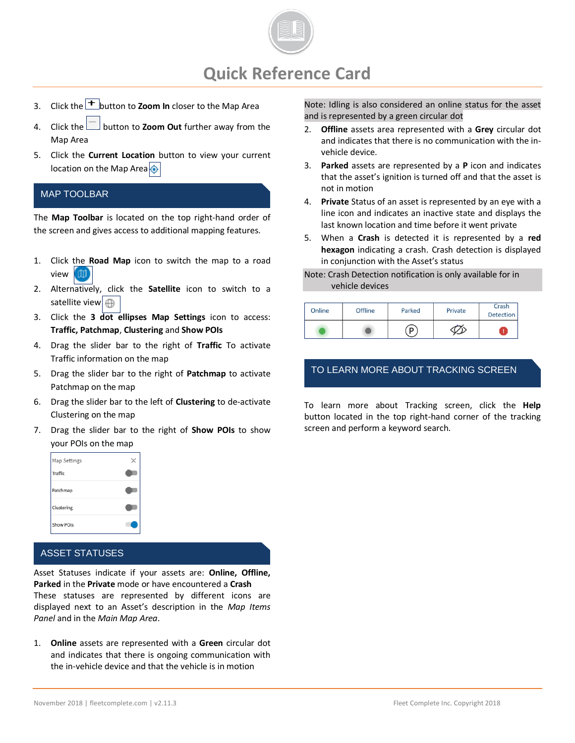3. Click the button to **Zoom In** closer to the Map Area
4. Click the button to **Zoom Out** further away from the Map Area
5. Click the **Current Location** button to view your current location on the Map Area

## MAP TOOLBAR

The **Map Toolbar** is located on the top right-hand order of the screen and gives access to additional mapping features.

1. Click the **Road Map** icon to switch the map to a road view
2. Alternatively, click the **Satellite** icon to switch to a satellite view
3. Click the **3 dot ellipses Map Settings** icon to access: **Traffic, Patchmap**, **Clustering** and **Show POIs**
4. Drag the slider bar to the right of **Traffic** To activate Traffic information on the map
5. Drag the slider bar to the right of **Patchmap** to activate Patchmap on the map
6. Drag the slider bar to the left of **Clustering** to de-activate Clustering on the map
7. Drag the slider bar to the right of **Show POIs** to show your POIs on the map

Map Settings
Traffic
Patchmap
Clustering
Show POIs

## ASSET STATUSES

Asset Statuses indicate if your assets are: **Online, Offline, Parked** in the **Private** mode or have encountered a **Crash** These statuses are represented by different icons are displayed next to an Asset's description in the *Map Items Panel* and in the *Main Map Area*.

1. **Online** assets are represented with a **Green** circular dot and indicates that there is ongoing communication with the in-vehicle device and that the vehicle is in motion

Note: Idling is also considered an online status for the asset and is represented by a green circular dot

2. **Offline** assets area represented with a **Grey** circular dot and indicates that there is no communication with the in-vehicle device.
3. **Parked** assets are represented by a **P** icon and indicates that the asset's ignition is turned off and that the asset is not in motion
4. **Private** Status of an asset is represented by an eye with a line icon and indicates an inactive state and displays the last known location and time before it went private
5. When a **Crash** is detected it is represented by a **red hexagon** indicating a crash. Crash detection is displayed in conjunction with the Asset's status

Note: Crash Detection notification is only available for in vehicle devices

| Online | Offline | Parked | Private | Crash Detection |
|---|---|---|---|---|
| | | | | |

## TO LEARN MORE ABOUT TRACKING SCREEN

To learn more about Tracking screen, click the **Help** button located in the top right-hand corner of the tracking screen and perform a keyword search.